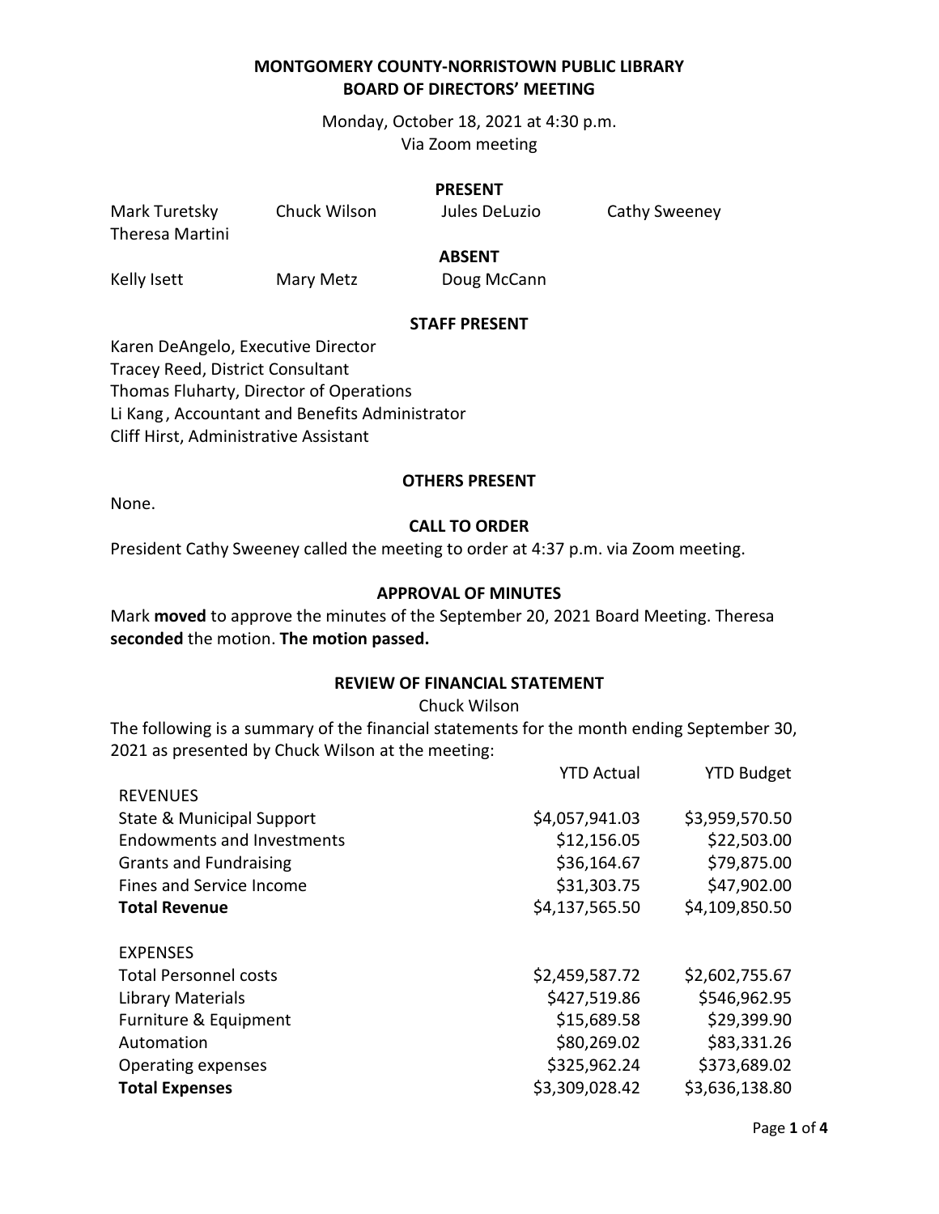# MONTGOMERY COUNTY-NORRISTOWN PUBLIC LIBRARY
# BOARD OF DIRECTORS' MEETING

Monday, October 18, 2021 at 4:30 p.m.
Via Zoom meeting

### PRESENT

Mark Turetsky, Chuck Wilson, Jules DeLuzio, Cathy Sweeney, Theresa Martini

### ABSENT

Kelly Isett, Mary Metz, Doug McCann

### STAFF PRESENT

Karen DeAngelo, Executive Director
Tracey Reed, District Consultant
Thomas Fluharty, Director of Operations
Li Kang, Accountant and Benefits Administrator
Cliff Hirst, Administrative Assistant

### OTHERS PRESENT

None.

### CALL TO ORDER

President Cathy Sweeney called the meeting to order at 4:37 p.m. via Zoom meeting.

### APPROVAL OF MINUTES

Mark **moved** to approve the minutes of the September 20, 2021 Board Meeting. Theresa **seconded** the motion. **The motion passed.**

### REVIEW OF FINANCIAL STATEMENT

Chuck Wilson

The following is a summary of the financial statements for the month ending September 30, 2021 as presented by Chuck Wilson at the meeting:

| | YTD Actual | YTD Budget |
|---|---|---|
| REVENUES | | |
| State & Municipal Support | $4,057,941.03 | $3,959,570.50 |
| Endowments and Investments | $12,156.05 | $22,503.00 |
| Grants and Fundraising | $36,164.67 | $79,875.00 |
| Fines and Service Income | $31,303.75 | $47,902.00 |
| **Total Revenue** | $4,137,565.50 | $4,109,850.50 |
| | | |
| EXPENSES | | |
| Total Personnel costs | $2,459,587.72 | $2,602,755.67 |
| Library Materials | $427,519.86 | $546,962.95 |
| Furniture & Equipment | $15,689.58 | $29,399.90 |
| Automation | $80,269.02 | $83,331.26 |
| Operating expenses | $325,962.24 | $373,689.02 |
| **Total Expenses** | $3,309,028.42 | $3,636,138.80 |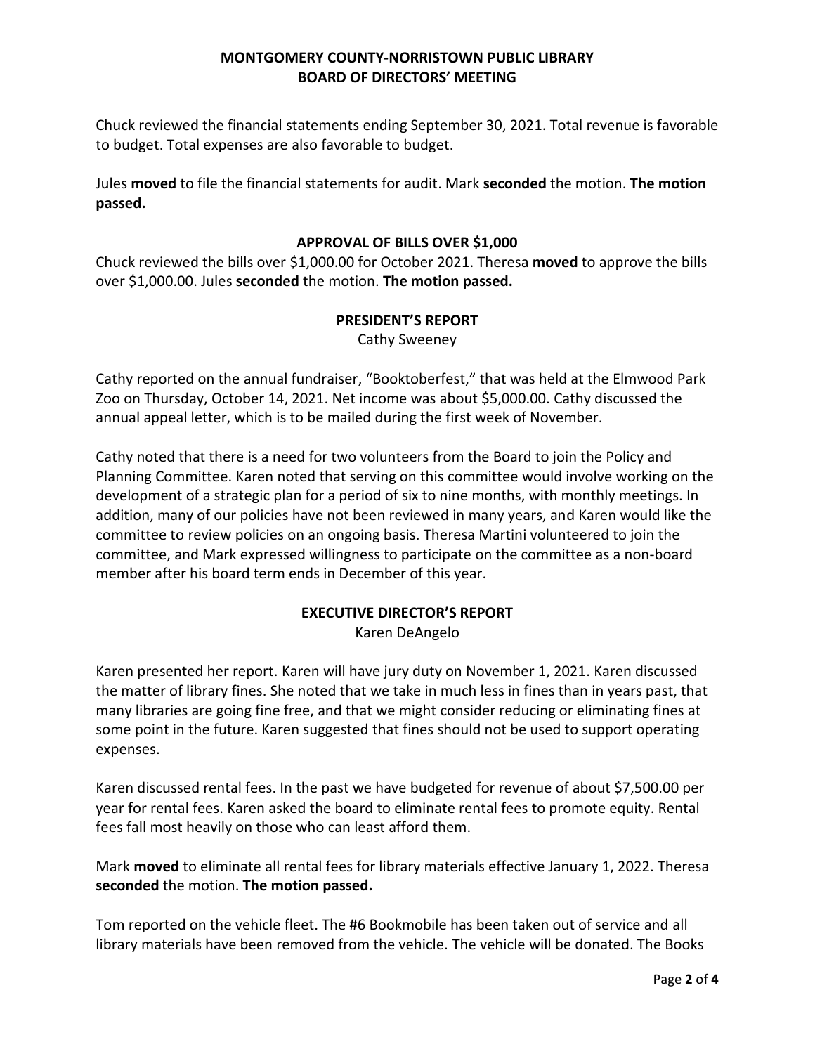Chuck reviewed the financial statements ending September 30, 2021. Total revenue is favorable to budget. Total expenses are also favorable to budget.

Jules **moved** to file the financial statements for audit. Mark **seconded** the motion. **The motion passed.**

## APPROVAL OF BILLS OVER $1,000

Chuck reviewed the bills over $1,000.00 for October 2021. Theresa **moved** to approve the bills over $1,000.00. Jules **seconded** the motion. **The motion passed.**

## PRESIDENT'S REPORT

Cathy Sweeney

Cathy reported on the annual fundraiser, "Booktoberfest," that was held at the Elmwood Park Zoo on Thursday, October 14, 2021. Net income was about $5,000.00. Cathy discussed the annual appeal letter, which is to be mailed during the first week of November.

Cathy noted that there is a need for two volunteers from the Board to join the Policy and Planning Committee. Karen noted that serving on this committee would involve working on the development of a strategic plan for a period of six to nine months, with monthly meetings. In addition, many of our policies have not been reviewed in many years, and Karen would like the committee to review policies on an ongoing basis. Theresa Martini volunteered to join the committee, and Mark expressed willingness to participate on the committee as a non-board member after his board term ends in December of this year.

## EXECUTIVE DIRECTOR'S REPORT

Karen DeAngelo

Karen presented her report. Karen will have jury duty on November 1, 2021. Karen discussed the matter of library fines. She noted that we take in much less in fines than in years past, that many libraries are going fine free, and that we might consider reducing or eliminating fines at some point in the future. Karen suggested that fines should not be used to support operating expenses.

Karen discussed rental fees. In the past we have budgeted for revenue of about $7,500.00 per year for rental fees. Karen asked the board to eliminate rental fees to promote equity. Rental fees fall most heavily on those who can least afford them.

Mark **moved** to eliminate all rental fees for library materials effective January 1, 2022. Theresa **seconded** the motion. **The motion passed.**

Tom reported on the vehicle fleet. The #6 Bookmobile has been taken out of service and all library materials have been removed from the vehicle. The vehicle will be donated. The Books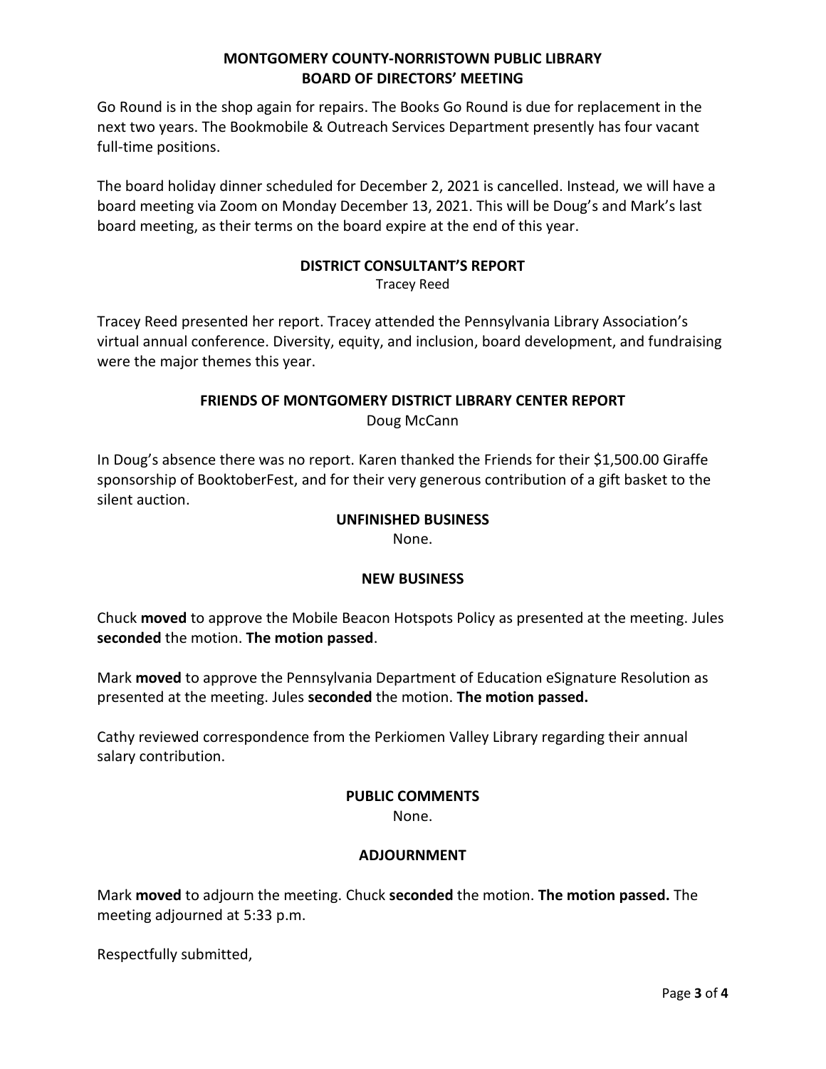Go Round is in the shop again for repairs. The Books Go Round is due for replacement in the next two years. The Bookmobile & Outreach Services Department presently has four vacant full-time positions.

The board holiday dinner scheduled for December 2, 2021 is cancelled. Instead, we will have a board meeting via Zoom on Monday December 13, 2021. This will be Doug's and Mark's last board meeting, as their terms on the board expire at the end of this year.

## DISTRICT CONSULTANT'S REPORT

Tracey Reed

Tracey Reed presented her report. Tracey attended the Pennsylvania Library Association's virtual annual conference. Diversity, equity, and inclusion, board development, and fundraising were the major themes this year.

## FRIENDS OF MONTGOMERY DISTRICT LIBRARY CENTER REPORT

Doug McCann

In Doug's absence there was no report. Karen thanked the Friends for their $1,500.00 Giraffe sponsorship of BooktoberFest, and for their very generous contribution of a gift basket to the silent auction.

## UNFINISHED BUSINESS

None.

## NEW BUSINESS

Chuck **moved** to approve the Mobile Beacon Hotspots Policy as presented at the meeting. Jules **seconded** the motion. **The motion passed**.

Mark **moved** to approve the Pennsylvania Department of Education eSignature Resolution as presented at the meeting. Jules **seconded** the motion. **The motion passed.**

Cathy reviewed correspondence from the Perkiomen Valley Library regarding their annual salary contribution.

## PUBLIC COMMENTS

None.

## ADJOURNMENT

Mark **moved** to adjourn the meeting. Chuck **seconded** the motion. **The motion passed.** The meeting adjourned at 5:33 p.m.

Respectfully submitted,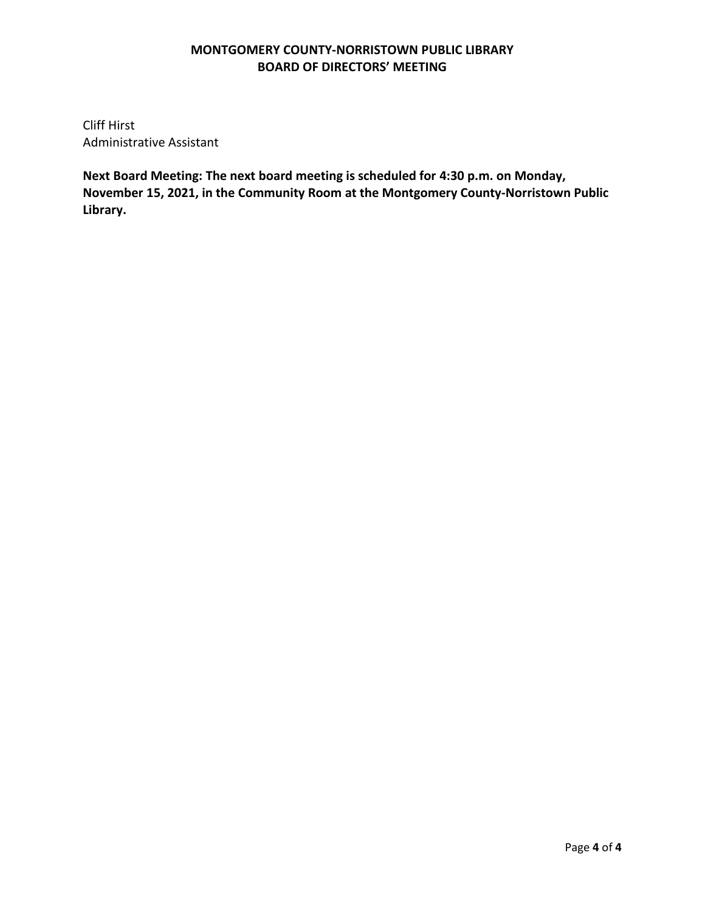Cliff Hirst
Administrative Assistant

**Next Board Meeting: The next board meeting is scheduled for 4:30 p.m. on Monday, November 15, 2021, in the Community Room at the Montgomery County-Norristown Public Library.**